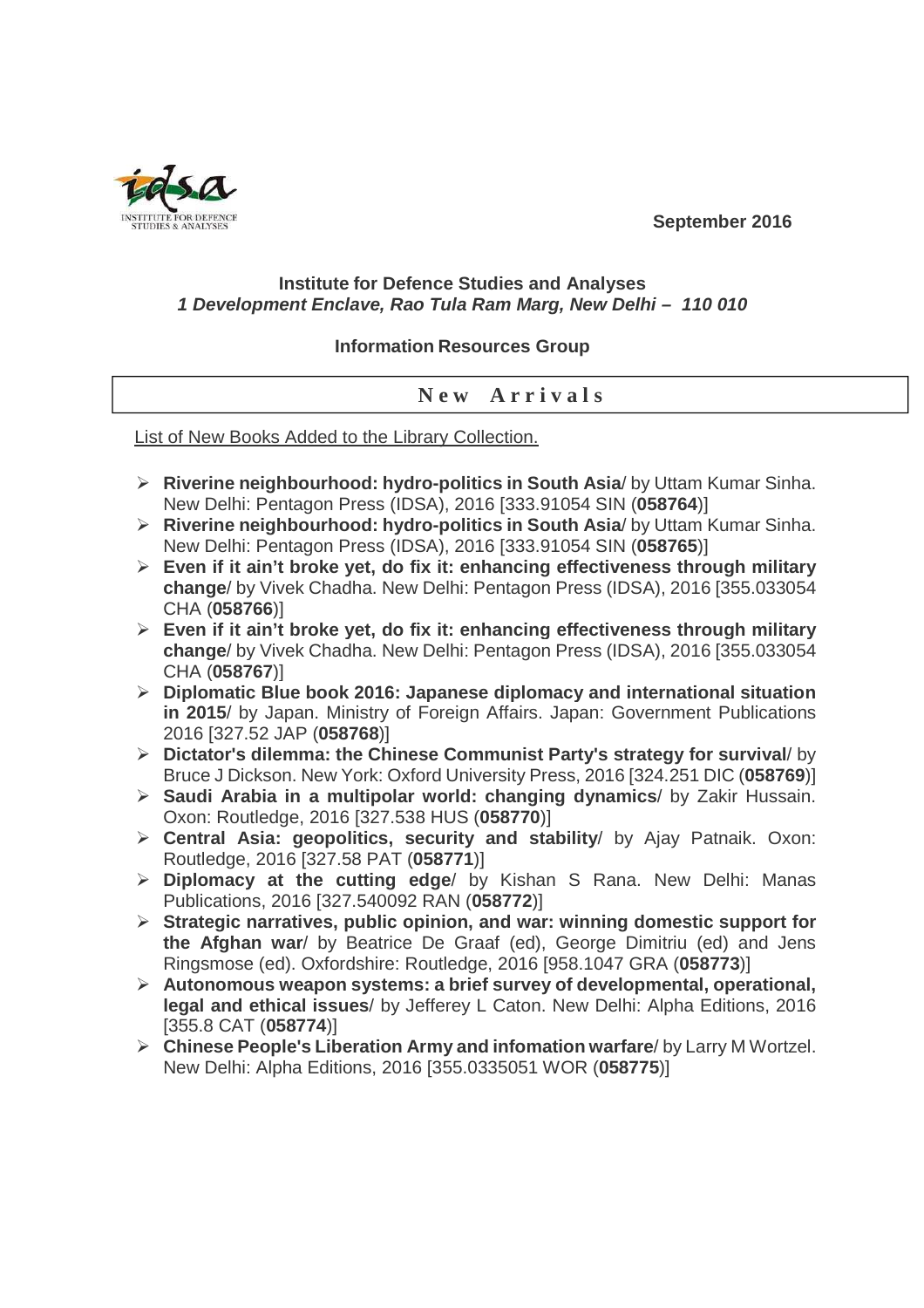September 2016

**Institute for Defence Studies and Analyses**
***1 Development Enclave, Rao Tula Ram Marg, New Delhi – 110 010***

**Information Resources Group**

## New Arrivals

List of New Books Added to the Library Collection.

- **Riverine neighbourhood: hydro-politics in South Asia**/ by Uttam Kumar Sinha. New Delhi: Pentagon Press (IDSA), 2016 [333.91054 SIN (**058764**)]
- **Riverine neighbourhood: hydro-politics in South Asia**/ by Uttam Kumar Sinha. New Delhi: Pentagon Press (IDSA), 2016 [333.91054 SIN (**058765**)]
- **Even if it ain't broke yet, do fix it: enhancing effectiveness through military change**/ by Vivek Chadha. New Delhi: Pentagon Press (IDSA), 2016 [355.033054 CHA (**058766**)]
- **Even if it ain't broke yet, do fix it: enhancing effectiveness through military change**/ by Vivek Chadha. New Delhi: Pentagon Press (IDSA), 2016 [355.033054 CHA (**058767**)]
- **Diplomatic Blue book 2016: Japanese diplomacy and international situation in 2015**/ by Japan. Ministry of Foreign Affairs. Japan: Government Publications 2016 [327.52 JAP (**058768**)]
- **Dictator's dilemma: the Chinese Communist Party's strategy for survival**/ by Bruce J Dickson. New York: Oxford University Press, 2016 [324.251 DIC (**058769**)]
- **Saudi Arabia in a multipolar world: changing dynamics**/ by Zakir Hussain. Oxon: Routledge, 2016 [327.538 HUS (**058770**)]
- **Central Asia: geopolitics, security and stability**/ by Ajay Patnaik. Oxon: Routledge, 2016 [327.58 PAT (**058771**)]
- **Diplomacy at the cutting edge**/ by Kishan S Rana. New Delhi: Manas Publications, 2016 [327.540092 RAN (**058772**)]
- **Strategic narratives, public opinion, and war: winning domestic support for the Afghan war**/ by Beatrice De Graaf (ed), George Dimitriu (ed) and Jens Ringsmose (ed). Oxfordshire: Routledge, 2016 [958.1047 GRA (**058773**)]
- **Autonomous weapon systems: a brief survey of developmental, operational, legal and ethical issues**/ by Jefferey L Caton. New Delhi: Alpha Editions, 2016 [355.8 CAT (**058774**)]
- **Chinese People's Liberation Army and infomation warfare**/ by Larry M Wortzel. New Delhi: Alpha Editions, 2016 [355.0335051 WOR (**058775**)]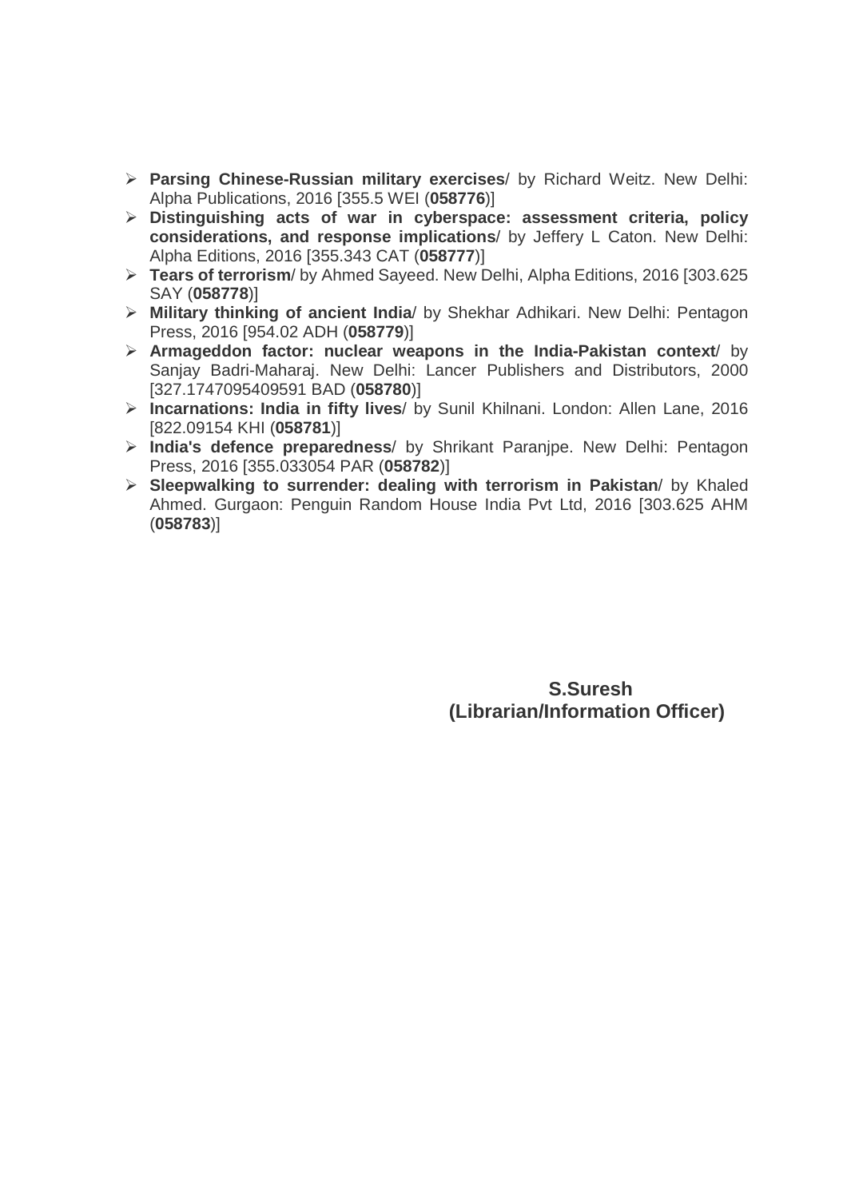- **Parsing Chinese-Russian military exercises**/ by Richard Weitz. New Delhi: Alpha Publications, 2016 [355.5 WEI (**058776**)]
- **Distinguishing acts of war in cyberspace: assessment criteria, policy considerations, and response implications**/ by Jeffery L Caton. New Delhi: Alpha Editions, 2016 [355.343 CAT (**058777**)]
- **Tears of terrorism**/ by Ahmed Sayeed. New Delhi, Alpha Editions, 2016 [303.625 SAY (**058778**)]
- **Military thinking of ancient India**/ by Shekhar Adhikari. New Delhi: Pentagon Press, 2016 [954.02 ADH (**058779**)]
- **Armageddon factor: nuclear weapons in the India-Pakistan context**/ by Sanjay Badri-Maharaj. New Delhi: Lancer Publishers and Distributors, 2000 [327.1747095409591 BAD (**058780**)]
- **Incarnations: India in fifty lives**/ by Sunil Khilnani. London: Allen Lane, 2016 [822.09154 KHI (**058781**)]
- **India's defence preparedness**/ by Shrikant Paranjpe. New Delhi: Pentagon Press, 2016 [355.033054 PAR (**058782**)]
- **Sleepwalking to surrender: dealing with terrorism in Pakistan**/ by Khaled Ahmed. Gurgaon: Penguin Random House India Pvt Ltd, 2016 [303.625 AHM (**058783**)]

**S.Suresh**
**(Librarian/Information Officer)**